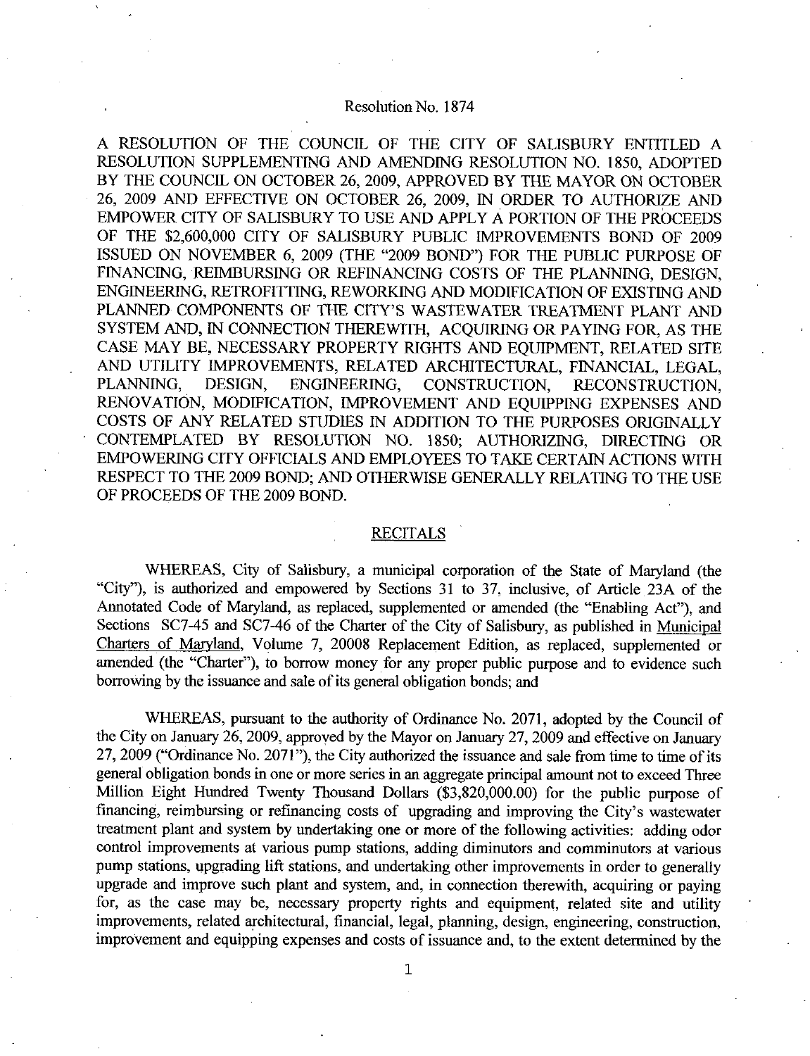# Resolution No. 1874

A RESOLUTION OF THE COUNCIL OF THE CITY OF SALISBURY ENTITLED A RESOLUTION SUPPLEMENTING AND AMENDING RESOLUTION NO. 1850, ADOPTED BY THE COUNCIL ON OCTOBER 26, 2009, APPROVED BY THE MAYOR ON OCTOBER 26, 2009 AND EFFECTIVE ON OCTOBER 26, 2009, IN ORDER TO AUTHORIZE AND EMPOWER CITY OF SALISBURY TO USE AND APPLY A PORTION OF THE PROCEEDS OF THE $2,600,000 CITY OF SALISBURY PUBLIC IMPROVEMENTS BOND OF 2009 ISSUED ON NOVEMBER 6, 2009 (THE "2009 BOND") FOR THE PUBLIC PURPOSE OF FINANCING, REIMBURSING OR REFINANCING COSTS OF THE PLANNING, DESIGN, ENGINEERING, RETROFITTING, REWORKING AND MODIFICATION OF EXISTING AND PLANNED COMPONENTS OF THE CITY'S WASTEWATER TREATMENT PLANT AND SYSTEM AND, IN CONNECTION THEREWITH, ACQUIRING OR PAYING FOR, AS THE CASE MAY BE, NECESSARY PROPERTY RIGHTS AND EQUIPMENT, RELATED SITE AND UTILITY IMPROVEMENTS, RELATED ARCHITECTURAL, FINANCIAL, LEGAL, PLANNING, DESIGN, ENGINEERING, CONSTRUCTION, RECONSTRUCTION, RENOVATION, MODIFICATION, IMPROVEMENT AND EQUIPPING EXPENSES AND COSTS OF ANY RELATED STUDIES IN ADDITION TO THE PURPOSES ORIGINALLY CONTEMPLATED BY RESOLUTION NO. 1850; AUTHORIZING, DIRECTING OR EMPOWERING CITY OFFICIALS AND EMPLOYEES TO TAKE CERTAIN ACTIONS WITH RESPECT TO THE 2009 BOND; AND OTHERWISE GENERALLY RELATING TO THE USE OF PROCEEDS OF THE 2009 BOND.

## RECITALS

WHEREAS, City of Salisbury, a municipal corporation of the State of Maryland (the "City"), is authorized and empowered by Sections 31 to 37, inclusive, of Article 23A of the Annotated Code of Maryland, as replaced, supplemented or amended (the "Enabling Act"), and Sections SC7-45 and SC7-46 of the Charter of the City of Salisbury, as published in Municipal Charters of Maryland, Volume 7, 20008 Replacement Edition, as replaced, supplemented or amended (the "Charter"), to borrow money for any proper public purpose and to evidence such borrowing by the issuance and sale of its general obligation bonds; and

WHEREAS, pursuant to the authority of Ordinance No. 2071, adopted by the Council of the City on January 26, 2009, approved by the Mayor on January 27, 2009 and effective on January 27, 2009 ("Ordinance No. 2071"), the City authorized the issuance and sale from time to time of its general obligation bonds in one or more series in an aggregate principal amount not to exceed Three Million Eight Hundred Twenty Thousand Dollars ($3,820,000.00) for the public purpose of financing, reimbursing or refinancing costs of upgrading and improving the City's wastewater treatment plant and system by undertaking one or more of the following activities: adding odor control improvements at various pump stations, adding diminutors and comminutors at various pump stations, upgrading lift stations, and undertaking other improvements in order to generally upgrade and improve such plant and system, and, in connection therewith, acquiring or paying for, as the case may be, necessary property rights and equipment, related site and utility improvements, related architectural, financial, legal, planning, design, engineering, construction, improvement and equipping expenses and costs of issuance and, to the extent determined by the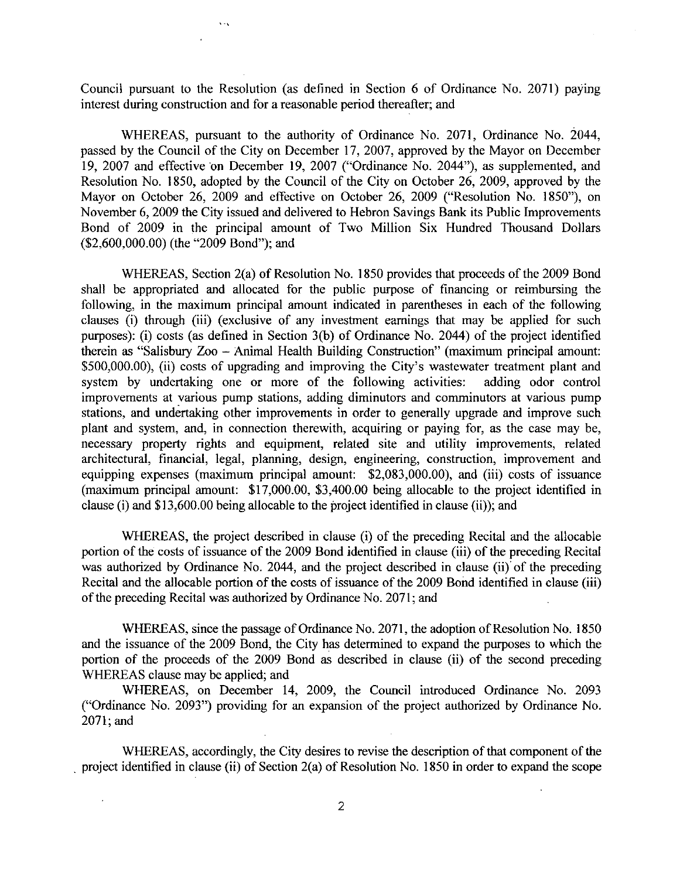Council pursuant to the Resolution (as defined in Section 6 of Ordinance No. 2071) paying interest during construction and for a reasonable period thereafter; and

WHEREAS, pursuant to the authority of Ordinance No. 2071, Ordinance No. 2044, passed by the Council of the City on December 17, 2007, approved by the Mayor on December 19, 2007 and effective on December 19, 2007 ("Ordinance No. 2044"), as supplemented, and Resolution No. 1850, adopted by the Council of the City on October 26, 2009, approved by the Mayor on October 26, 2009 and effective on October 26, 2009 ("Resolution No. 1850"), on November 6, 2009 the City issued and delivered to Hebron Savings Bank its Public Improvements Bond of 2009 in the principal amount of Two Million Six Hundred Thousand Dollars ($2,600,000.00) (the "2009 Bond"); and

WHEREAS, Section 2(a) of Resolution No. 1850 provides that proceeds of the 2009 Bond shall be appropriated and allocated for the public purpose of financing or reimbursing the following, in the maximum principal amount indicated in parentheses in each of the following clauses (i) through (iii) (exclusive of any investment earnings that may be applied for such purposes): (i) costs (as defined in Section 3(b) of Ordinance No. 2044) of the project identified therein as "Salisbury Zoo – Animal Health Building Construction" (maximum principal amount: $500,000.00), (ii) costs of upgrading and improving the City's wastewater treatment plant and system by undertaking one or more of the following activities: adding odor control improvements at various pump stations, adding diminutors and comminutors at various pump stations, and undertaking other improvements in order to generally upgrade and improve such plant and system, and, in connection therewith, acquiring or paying for, as the case may be, necessary property rights and equipment, related site and utility improvements, related architectural, financial, legal, planning, design, engineering, construction, improvement and equipping expenses (maximum principal amount: $2,083,000.00), and (iii) costs of issuance (maximum principal amount: $17,000.00, $3,400.00 being allocable to the project identified in clause (i) and $13,600.00 being allocable to the project identified in clause (ii)); and

WHEREAS, the project described in clause (i) of the preceding Recital and the allocable portion of the costs of issuance of the 2009 Bond identified in clause (iii) of the preceding Recital was authorized by Ordinance No. 2044, and the project described in clause (ii) of the preceding Recital and the allocable portion of the costs of issuance of the 2009 Bond identified in clause (iii) of the preceding Recital was authorized by Ordinance No. 2071; and

WHEREAS, since the passage of Ordinance No. 2071, the adoption of Resolution No. 1850 and the issuance of the 2009 Bond, the City has determined to expand the purposes to which the portion of the proceeds of the 2009 Bond as described in clause (ii) of the second preceding WHEREAS clause may be applied; and

WHEREAS, on December 14, 2009, the Council introduced Ordinance No. 2093 ("Ordinance No. 2093") providing for an expansion of the project authorized by Ordinance No. 2071; and

WHEREAS, accordingly, the City desires to revise the description of that component of the project identified in clause (ii) of Section 2(a) of Resolution No. 1850 in order to expand the scope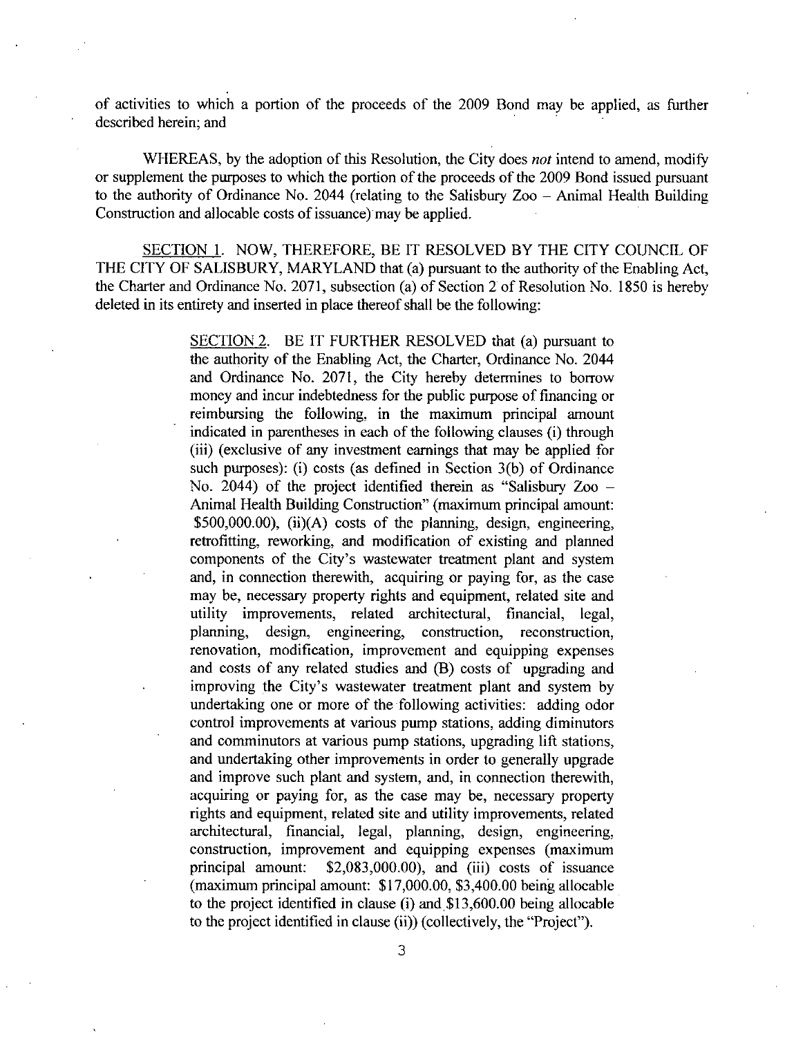of activities to which a portion of the proceeds of the 2009 Bond may be applied, as further described herein; and

WHEREAS, by the adoption of this Resolution, the City does *not* intend to amend, modify or supplement the purposes to which the portion of the proceeds of the 2009 Bond issued pursuant to the authority of Ordinance No. 2044 (relating to the Salisbury Zoo – Animal Health Building Construction and allocable costs of issuance) may be applied.

SECTION 1. NOW, THEREFORE, BE IT RESOLVED BY THE CITY COUNCIL OF THE CITY OF SALISBURY, MARYLAND that (a) pursuant to the authority of the Enabling Act, the Charter and Ordinance No. 2071, subsection (a) of Section 2 of Resolution No. 1850 is hereby deleted in its entirety and inserted in place thereof shall be the following:

> SECTION 2. BE IT FURTHER RESOLVED that (a) pursuant to the authority of the Enabling Act, the Charter, Ordinance No. 2044 and Ordinance No. 2071, the City hereby determines to borrow money and incur indebtedness for the public purpose of financing or reimbursing the following, in the maximum principal amount indicated in parentheses in each of the following clauses (i) through (iii) (exclusive of any investment earnings that may be applied for such purposes): (i) costs (as defined in Section 3(b) of Ordinance No. 2044) of the project identified therein as "Salisbury Zoo – Animal Health Building Construction" (maximum principal amount: $500,000.00), (ii)(A) costs of the planning, design, engineering, retrofitting, reworking, and modification of existing and planned components of the City's wastewater treatment plant and system and, in connection therewith, acquiring or paying for, as the case may be, necessary property rights and equipment, related site and utility improvements, related architectural, financial, legal, planning, design, engineering, construction, reconstruction, renovation, modification, improvement and equipping expenses and costs of any related studies and (B) costs of upgrading and improving the City's wastewater treatment plant and system by undertaking one or more of the following activities: adding odor control improvements at various pump stations, adding diminutors and comminutors at various pump stations, upgrading lift stations, and undertaking other improvements in order to generally upgrade and improve such plant and system, and, in connection therewith, acquiring or paying for, as the case may be, necessary property rights and equipment, related site and utility improvements, related architectural, financial, legal, planning, design, engineering, construction, improvement and equipping expenses (maximum principal amount: $2,083,000.00), and (iii) costs of issuance (maximum principal amount: $17,000.00, $3,400.00 being allocable to the project identified in clause (i) and $13,600.00 being allocable to the project identified in clause (ii)) (collectively, the "Project").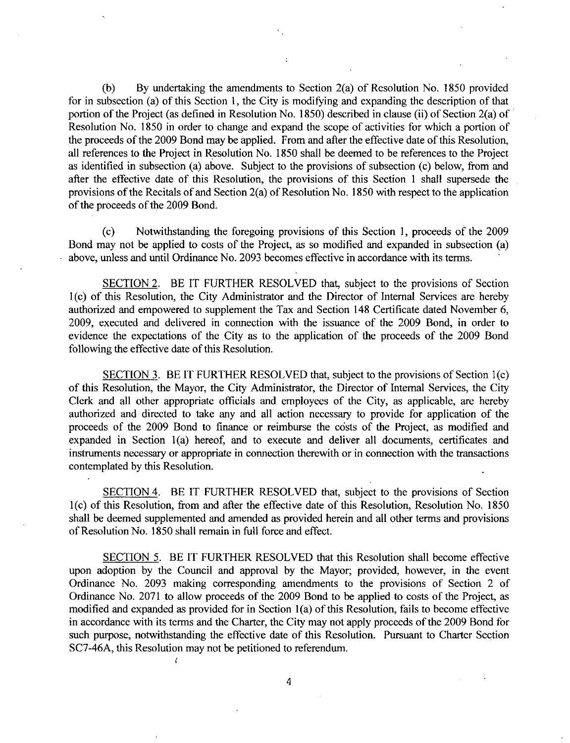(b) By undertaking the amendments to Section 2(a) of Resolution No. 1850 provided for in subsection (a) of this Section 1, the City is modifying and expanding the description of that portion of the Project (as defined in Resolution No. 1850) described in clause (ii) of Section 2(a) of Resolution No. 1850 in order to change and expand the scope of activities for which a portion of the proceeds of the 2009 Bond may be applied. From and after the effective date of this Resolution, all references to the Project in Resolution No. 1850 shall be deemed to be references to the Project as identified in subsection (a) above. Subject to the provisions of subsection (c) below, from and after the effective date of this Resolution, the provisions of this Section 1 shall supersede the provisions of the Recitals of and Section 2(a) of Resolution No. 1850 with respect to the application of the proceeds of the 2009 Bond.

(c) Notwithstanding the foregoing provisions of this Section 1, proceeds of the 2009 Bond may not be applied to costs of the Project, as so modified and expanded in subsection (a) above, unless and until Ordinance No. 2093 becomes effective in accordance with its terms.

SECTION 2. BE IT FURTHER RESOLVED that, subject to the provisions of Section 1(c) of this Resolution, the City Administrator and the Director of Internal Services are hereby authorized and empowered to supplement the Tax and Section 148 Certificate dated November 6, 2009, executed and delivered in connection with the issuance of the 2009 Bond, in order to evidence the expectations of the City as to the application of the proceeds of the 2009 Bond following the effective date of this Resolution.

SECTION 3. BE IT FURTHER RESOLVED that, subject to the provisions of Section 1(c) of this Resolution, the Mayor, the City Administrator, the Director of Internal Services, the City Clerk and all other appropriate officials and employees of the City, as applicable, are hereby authorized and directed to take any and all action necessary to provide for application of the proceeds of the 2009 Bond to finance or reimburse the costs of the Project, as modified and expanded in Section 1(a) hereof, and to execute and deliver all documents, certificates and instruments necessary or appropriate in connection therewith or in connection with the transactions contemplated by this Resolution.

SECTION 4. BE IT FURTHER RESOLVED that, subject to the provisions of Section 1(c) of this Resolution, from and after the effective date of this Resolution, Resolution No. 1850 shall be deemed supplemented and amended as provided herein and all other terms and provisions of Resolution No. 1850 shall remain in full force and effect.

SECTION 5. BE IT FURTHER RESOLVED that this Resolution shall become effective upon adoption by the Council and approval by the Mayor; provided, however, in the event Ordinance No. 2093 making corresponding amendments to the provisions of Section 2 of Ordinance No. 2071 to allow proceeds of the 2009 Bond to be applied to costs of the Project, as modified and expanded as provided for in Section 1(a) of this Resolution, fails to become effective in accordance with its terms and the Charter, the City may not apply proceeds of the 2009 Bond for such purpose, notwithstanding the effective date of this Resolution. Pursuant to Charter Section SC7-46A, this Resolution may not be petitioned to referendum.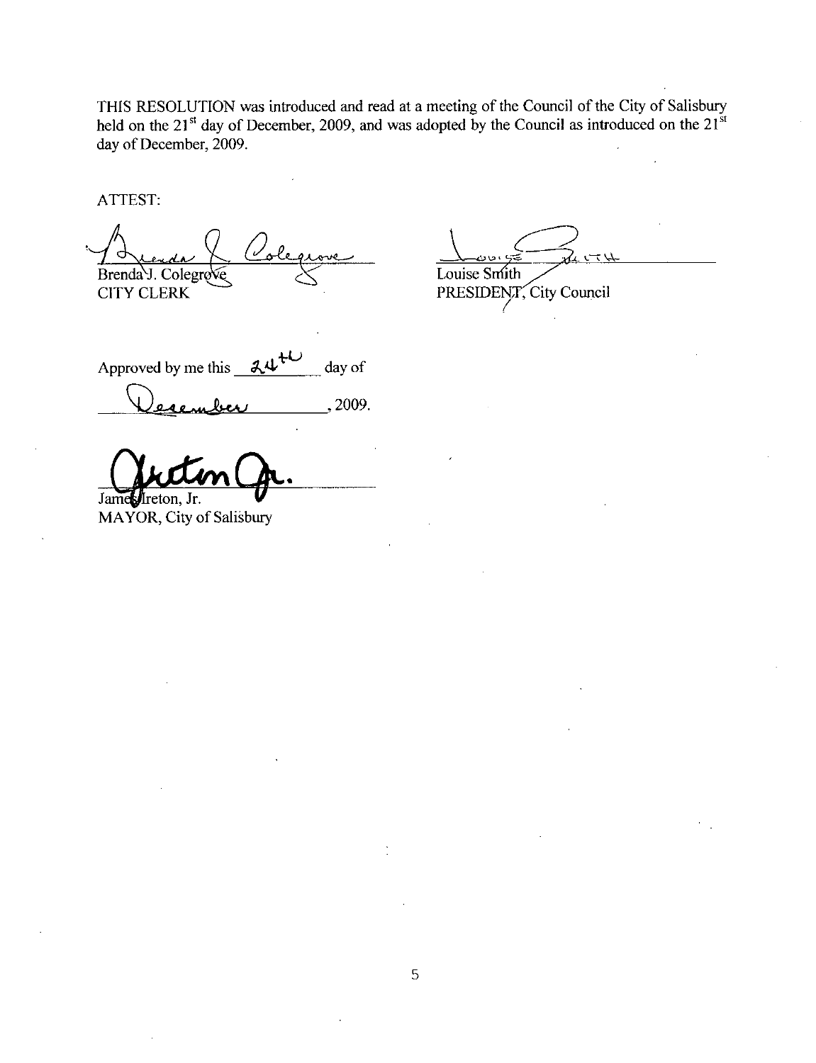THIS RESOLUTION was introduced and read at a meeting of the Council of the City of Salisbury held on the 21st day of December, 2009, and was adopted by the Council as introduced on the 21st day of December, 2009.

ATTEST:

Brenda J. Colegrove
CITY CLERK

Louise Smith
PRESIDENT, City Council

Approved by me this 24th day of December, 2009.

James Ireton, Jr.
MAYOR, City of Salisbury